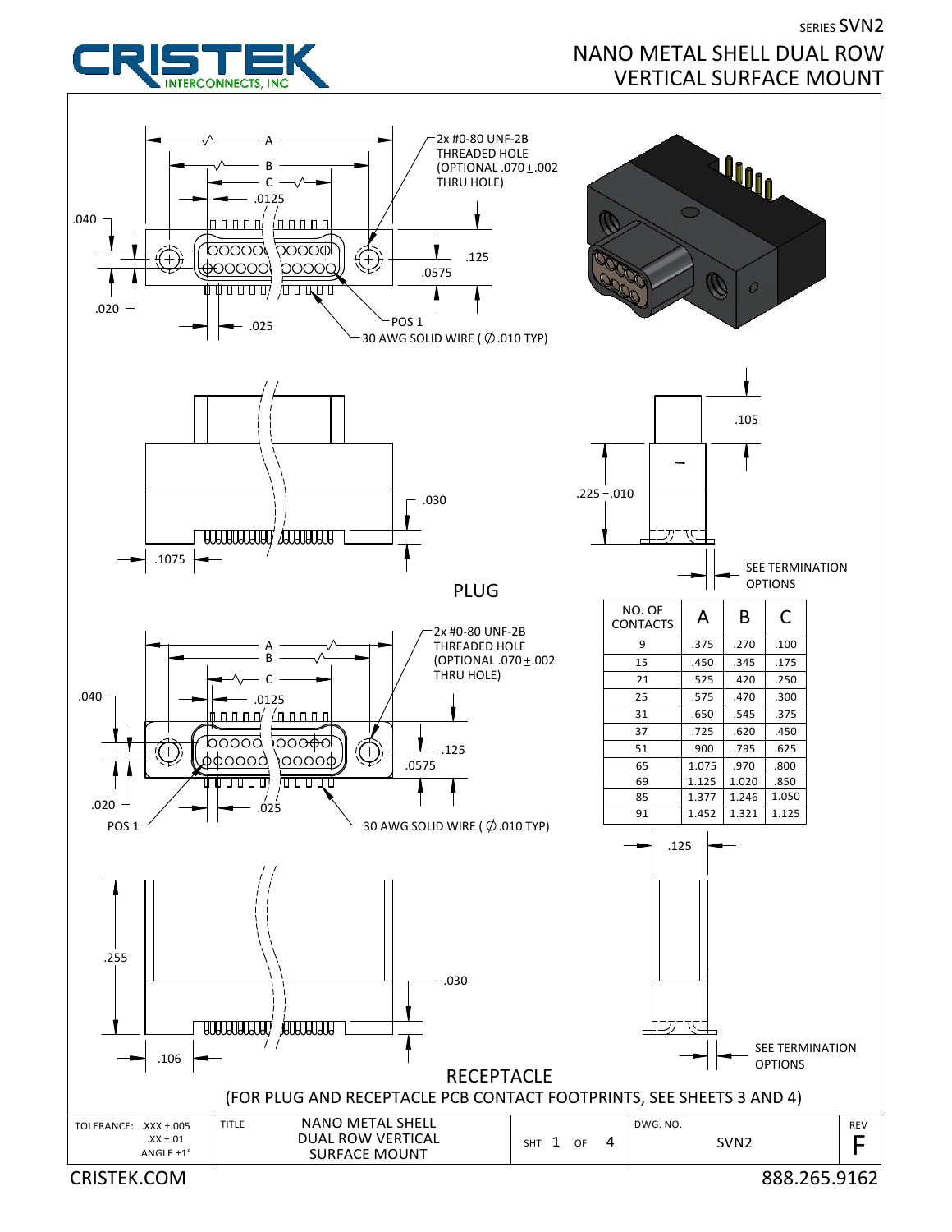SERIES SVN2

# NANO METAL SHELL DUAL ROW VERTICAL SURFACE MOUNT

CRISTEK INTERCONNECTS, INC

A

B

C

.0125

2x #0-80 UNF-2B THREADED HOLE (OPTIONAL .070 ± .002 THRU HOLE)

.040

.125

.0575

.020

.025

POS 1

30 AWG SOLID WIRE ( ∅ .010 TYP)

.030

.1075

.105

.225 ± .010

SEE TERMINATION OPTIONS

## PLUG

| NO. OF CONTACTS | A | B | C |
|---|---|---|---|
| 9 | .375 | .270 | .100 |
| 15 | .450 | .345 | .175 |
| 21 | .525 | .420 | .250 |
| 25 | .575 | .470 | .300 |
| 31 | .650 | .545 | .375 |
| 37 | .725 | .620 | .450 |
| 51 | .900 | .795 | .625 |
| 65 | 1.075 | .970 | .800 |
| 69 | 1.125 | 1.020 | .850 |
| 85 | 1.377 | 1.246 | 1.050 |
| 91 | 1.452 | 1.321 | 1.125 |

A

B

C

.0125

2x #0-80 UNF-2B THREADED HOLE (OPTIONAL .070 ± .002 THRU HOLE)

.040

.125

.0575

.020

.025

POS 1

30 AWG SOLID WIRE ( ∅ .010 TYP)

.125

.255

.030

.106

SEE TERMINATION OPTIONS

## RECEPTACLE

(FOR PLUG AND RECEPTACLE PCB CONTACT FOOTPRINTS, SEE SHEETS 3 AND 4)

| TOLERANCE: .XXX ±.005 .XX ±.01 ANGLE ±1° | TITLE NANO METAL SHELL DUAL ROW VERTICAL SURFACE MOUNT | SHT 1 OF 4 | DWG. NO. SVN2 | REV F |
|---|---|---|---|---|

CRISTEK.COM

888.265.9162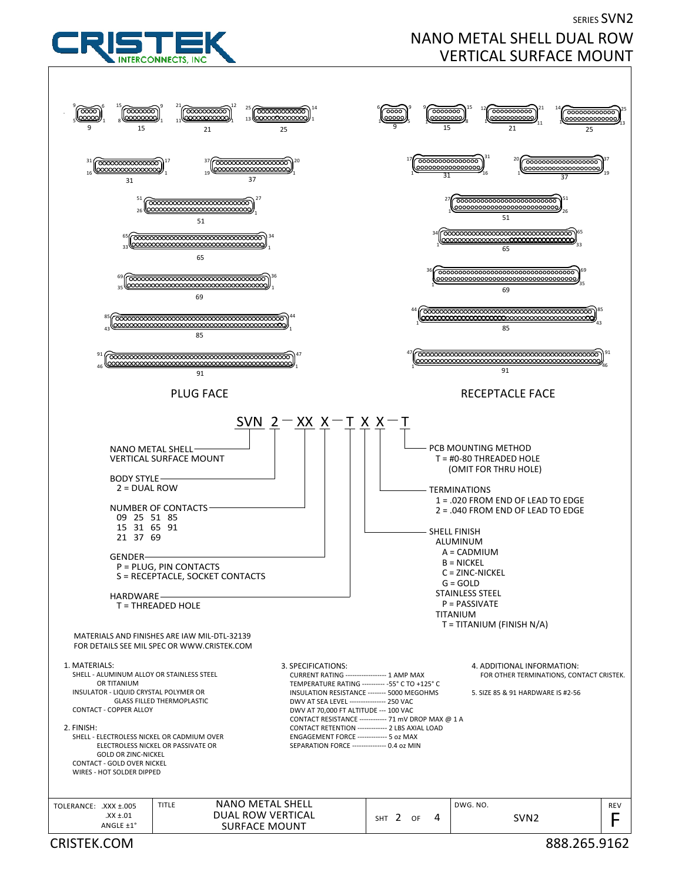SERIES SVN2

# NANO METAL SHELL DUAL ROW VERTICAL SURFACE MOUNT

PLUG FACE

RECEPTACLE FACE

## SVN 2 — XX X — T X X — T

- NANO METAL SHELL VERTICAL SURFACE MOUNT
- BODY STYLE
  - 2 = DUAL ROW
- NUMBER OF CONTACTS
  - 09 25 51 85
  - 15 31 65 91
  - 21 37 69
- GENDER
  - P = PLUG, PIN CONTACTS
  - S = RECEPTACLE, SOCKET CONTACTS
- HARDWARE
  - T = THREADED HOLE
- SHELL FINISH
  - ALUMINUM
    - A = CADMIUM
    - B = NICKEL
    - C = ZINC-NICKEL
    - G = GOLD
  - STAINLESS STEEL
    - P = PASSIVATE
  - TITANIUM
    - T = TITANIUM (FINISH N/A)
- TERMINATIONS
  - 1 = .020 FROM END OF LEAD TO EDGE
  - 2 = .040 FROM END OF LEAD TO EDGE
- PCB MOUNTING METHOD
  - T = #0-80 THREADED HOLE (OMIT FOR THRU HOLE)

MATERIALS AND FINISHES ARE IAW MIL-DTL-32139
FOR DETAILS SEE MIL SPEC OR WWW.CRISTEK.COM

1. MATERIALS:
   - SHELL - ALUMINUM ALLOY OR STAINLESS STEEL OR TITANIUM
   - INSULATOR - LIQUID CRYSTAL POLYMER OR GLASS FILLED THERMOPLASTIC
   - CONTACT - COPPER ALLOY
2. FINISH:
   - SHELL - ELECTROLESS NICKEL OR CADMIUM OVER ELECTROLESS NICKEL OR PASSIVATE OR GOLD OR ZINC-NICKEL
   - CONTACT - GOLD OVER NICKEL
   - WIRES - HOT SOLDER DIPPED
3. SPECIFICATIONS:
   - CURRENT RATING ------------------ 1 AMP MAX
   - TEMPERATURE RATING ---------- -55° C TO +125° C
   - INSULATION RESISTANCE -------- 5000 MEGOHMS
   - DWV AT SEA LEVEL --------------- 250 VAC
   - DWV AT 70,000 FT ALTITUDE --- 100 VAC
   - CONTACT RESISTANCE ------------ 71 mV DROP MAX @ 1 A
   - CONTACT RETENTION ------------- 2 LBS AXIAL LOAD
   - ENGAGEMENT FORCE ------------- 5 oz MAX
   - SEPARATION FORCE --------------- 0.4 oz MIN
4. ADDITIONAL INFORMATION:
   FOR OTHER TERMINATIONS, CONTACT CRISTEK.
5. SIZE 85 & 91 HARDWARE IS #2-56

| TOLERANCE: .XXX ±.005, .XX ±.01, ANGLE ±1° | TITLE: NANO METAL SHELL DUAL ROW VERTICAL SURFACE MOUNT | SHT 2 OF 4 | DWG. NO. SVN2 | REV F |
|---|---|---|---|---|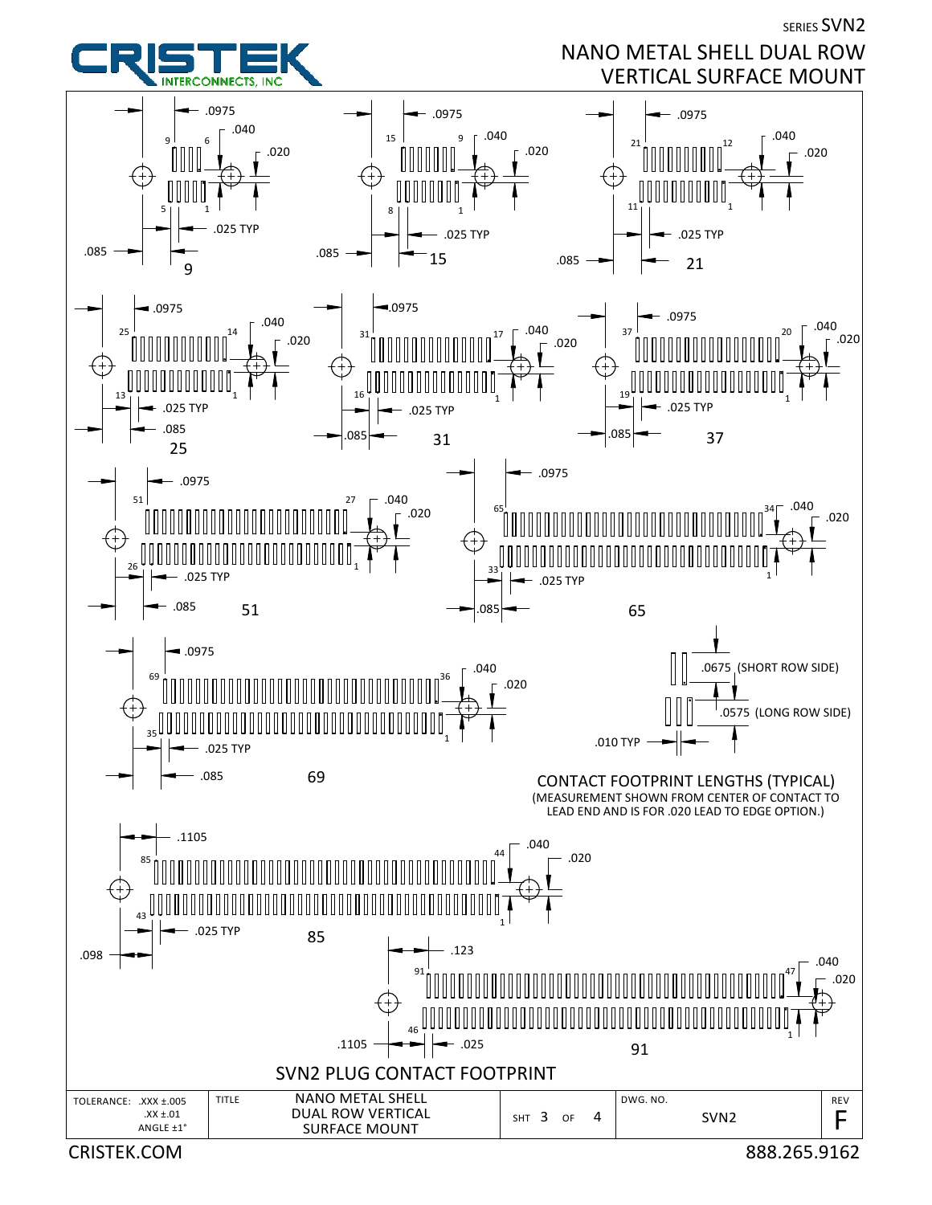SERIES SVN2

# NANO METAL SHELL DUAL ROW VERTICAL SURFACE MOUNT

9: .0975, .040, .020, .025 TYP, .085 (pins 9, 6, 5, 1)

15: .0975, .040, .020, .025 TYP, .085 (pins 15, 9, 8, 1)

21: .0975, .040, .020, .025 TYP, .085 (pins 21, 12, 11, 1)

25: .0975, .040, .020, .025 TYP, .085 (pins 25, 14, 13, 1)

31: .0975, .040, .020, .025 TYP, .085 (pins 31, 17, 16, 1)

37: .0975, .040, .020, .025 TYP, .085 (pins 37, 20, 19, 1)

51: .0975, .040, .020, .025 TYP, .085 (pins 51, 27, 26, 1)

65: .0975, .040, .020, .025 TYP, .085 (pins 65, 34, 33, 1)

69: .0975, .040, .020, .025 TYP, .085 (pins 69, 36, 35, 1)

85: .1105, .040, .020, .025 TYP, .098 (pins 85, 44, 43, 1)

91: .123, .040, .020, .025, .1105 (pins 91, 47, 46, 1)

.0675 (SHORT ROW SIDE)

.0575 (LONG ROW SIDE)

.010 TYP

CONTACT FOOTPRINT LENGTHS (TYPICAL)
(MEASUREMENT SHOWN FROM CENTER OF CONTACT TO LEAD END AND IS FOR .020 LEAD TO EDGE OPTION.)

SVN2 PLUG CONTACT FOOTPRINT

| TOLERANCE: .XXX ±.005 .XX ±.01 ANGLE ±1° | TITLE NANO METAL SHELL DUAL ROW VERTICAL SURFACE MOUNT | SHT 3 OF 4 | DWG. NO. SVN2 | REV F |
|---|---|---|---|---|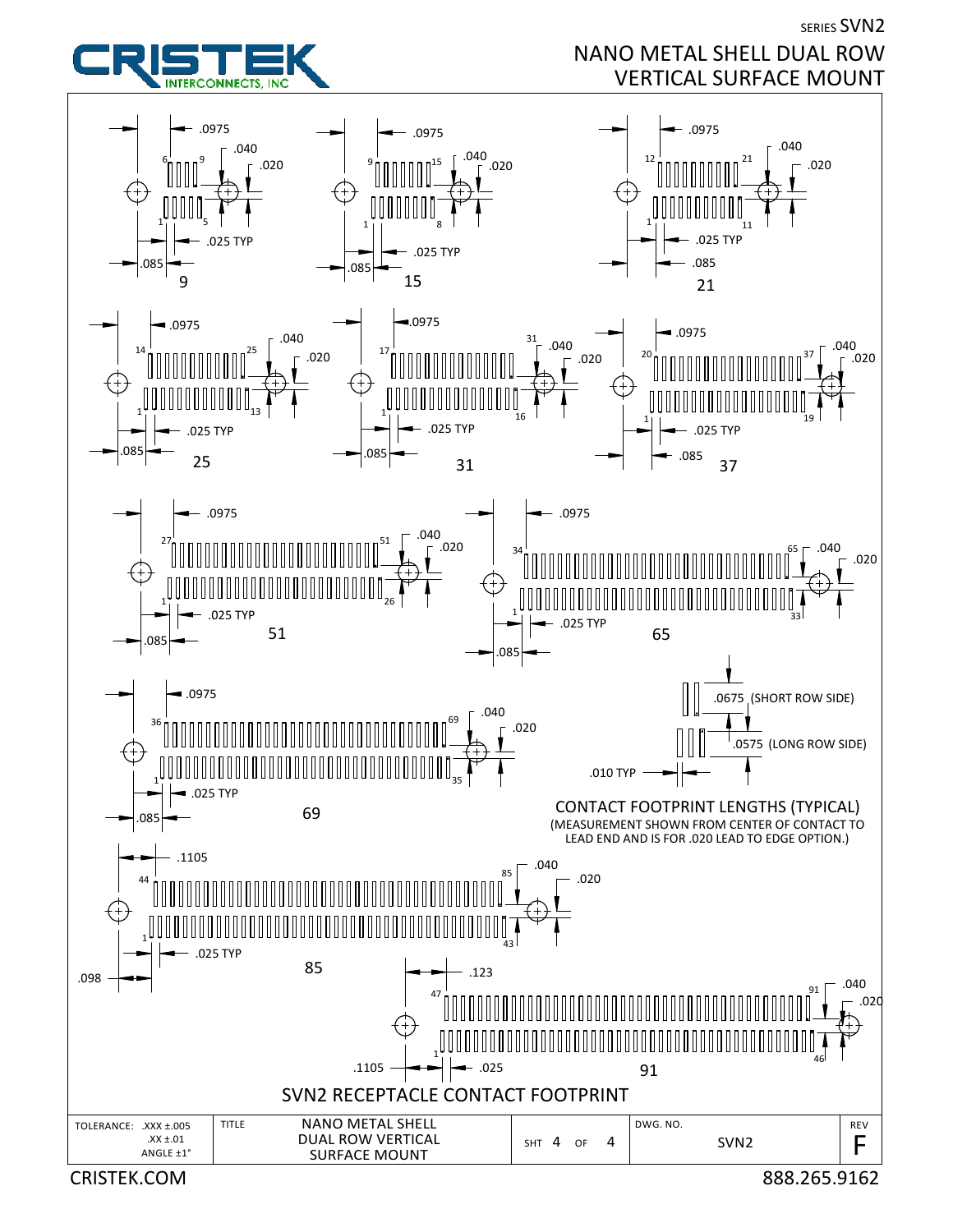SERIES SVN2

# NANO METAL SHELL DUAL ROW VERTICAL SURFACE MOUNT

9

.0975
.040
.020
6
9
1
5
.025 TYP
.085

15

.0975
.040
.020
9
15
1
8
.025 TYP
.085

21

.0975
.040
.020
12
21
1
11
.025 TYP
.085

25

.0975
.040
.020
14
25
1
13
.025 TYP
.085

31

.0975
.040
.020
17
31
1
16
.025 TYP
.085

37

.0975
.040
.020
20
37
1
19
.025 TYP
.085

51

.0975
.040
.020
27
51
1
26
.025 TYP
.085

65

.0975
.040
.020
34
65
1
33
.025 TYP
.085

69

.0975
.040
.020
36
69
1
35
.025 TYP
.085

.0675 (SHORT ROW SIDE)
.0575 (LONG ROW SIDE)
.010 TYP

CONTACT FOOTPRINT LENGTHS (TYPICAL)
(MEASUREMENT SHOWN FROM CENTER OF CONTACT TO LEAD END AND IS FOR .020 LEAD TO EDGE OPTION.)

85

.1105
.040
.020
44
85
1
43
.025 TYP
.098

91

.123
.040
.020
47
91
1
46
.1105
.025

## SVN2 RECEPTACLE CONTACT FOOTPRINT

| | | | | |
|---|---|---|---|---|
| TOLERANCE: .XXX ±.005 .XX ±.01 ANGLE ±1° | TITLE: NANO METAL SHELL DUAL ROW VERTICAL SURFACE MOUNT | SHT 4 OF 4 | DWG. NO. SVN2 | REV F |

CRISTEK.COM
888.265.9162